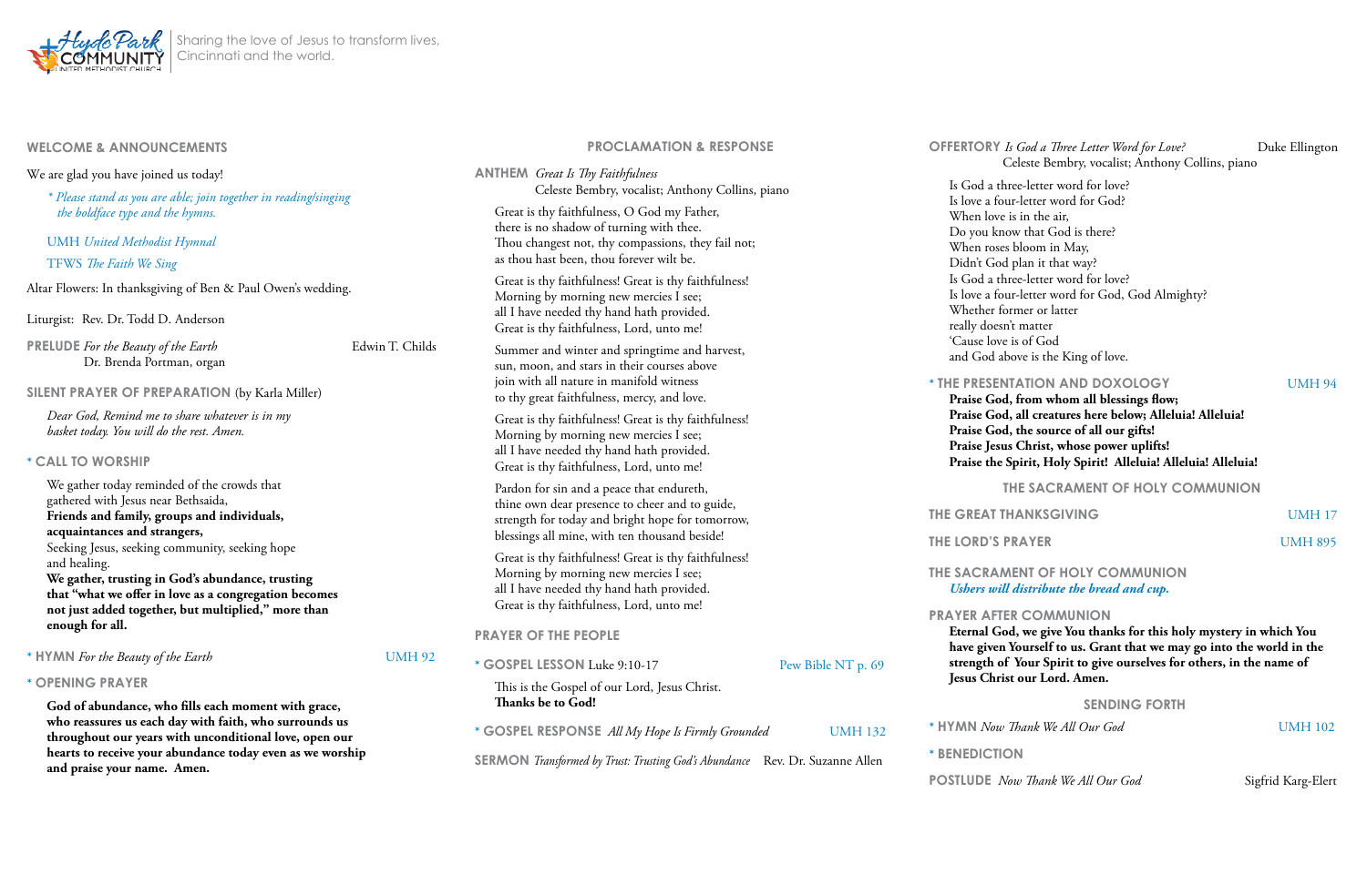Hyde Park Community United Methodist Church | Sharing the love of Jesus to transform lives, Cincinnati and the world.

## WELCOME & ANNOUNCEMENTS

We are glad you have joined us today!

*\* Please stand as you are able; join together in reading/singing the boldface type and the hymns.*

UMH *United Methodist Hymnal*

TFWS *The Faith We Sing*

Altar Flowers: In thanksgiving of Ben & Paul Owen's wedding.

Liturgist: Rev. Dr. Todd D. Anderson

**PRELUDE** *For the Beauty of the Earth* — Edwin T. Childs
Dr. Brenda Portman, organ

**SILENT PRAYER OF PREPARATION** (by Karla Miller)

*Dear God, Remind me to share whatever is in my basket today. You will do the rest. Amen.*

**\* CALL TO WORSHIP**

We gather today reminded of the crowds that gathered with Jesus near Bethsaida,
**Friends and family, groups and individuals, acquaintances and strangers,**
Seeking Jesus, seeking community, seeking hope and healing.
**We gather, trusting in God's abundance, trusting that "what we offer in love as a congregation becomes not just added together, but multiplied," more than enough for all.**

**\* HYMN** *For the Beauty of the Earth* — UMH 92

**\* OPENING PRAYER**

**God of abundance, who fills each moment with grace, who reassures us each day with faith, who surrounds us throughout our years with unconditional love, open our hearts to receive your abundance today even as we worship and praise your name. Amen.**

## PROCLAMATION & RESPONSE

**ANTHEM** *Great Is Thy Faithfulness*
Celeste Bembry, vocalist; Anthony Collins, piano

Great is thy faithfulness, O God my Father,
there is no shadow of turning with thee.
Thou changest not, thy compassions, they fail not;
as thou hast been, thou forever wilt be.

Great is thy faithfulness! Great is thy faithfulness!
Morning by morning new mercies I see;
all I have needed thy hand hath provided.
Great is thy faithfulness, Lord, unto me!

Summer and winter and springtime and harvest,
sun, moon, and stars in their courses above
join with all nature in manifold witness
to thy great faithfulness, mercy, and love.

Great is thy faithfulness! Great is thy faithfulness!
Morning by morning new mercies I see;
all I have needed thy hand hath provided.
Great is thy faithfulness, Lord, unto me!

Pardon for sin and a peace that endureth,
thine own dear presence to cheer and to guide,
strength for today and bright hope for tomorrow,
blessings all mine, with ten thousand beside!

Great is thy faithfulness! Great is thy faithfulness!
Morning by morning new mercies I see;
all I have needed thy hand hath provided.
Great is thy faithfulness, Lord, unto me!

**PRAYER OF THE PEOPLE**

**\* GOSPEL LESSON** Luke 9:10-17 — Pew Bible NT p. 69

This is the Gospel of our Lord, Jesus Christ.
**Thanks be to God!**

**\* GOSPEL RESPONSE** *All My Hope Is Firmly Grounded* — UMH 132

**SERMON** *Transformed by Trust: Trusting God's Abundance* — Rev. Dr. Suzanne Allen

**OFFERTORY** *Is God a Three Letter Word for Love?* — Duke Ellington
Celeste Bembry, vocalist; Anthony Collins, piano

Is God a three-letter word for love?
Is love a four-letter word for God?
When love is in the air,
Do you know that God is there?
When roses bloom in May,
Didn't God plan it that way?
Is God a three-letter word for love?
Is love a four-letter word for God, God Almighty?
Whether former or latter
really doesn't matter
'Cause love is of God
and God above is the King of love.

**\* THE PRESENTATION AND DOXOLOGY** — UMH 94

**Praise God, from whom all blessings flow;**
**Praise God, all creatures here below; Alleluia! Alleluia!**
**Praise God, the source of all our gifts!**
**Praise Jesus Christ, whose power uplifts!**
**Praise the Spirit, Holy Spirit! Alleluia! Alleluia! Alleluia!**

## THE SACRAMENT OF HOLY COMMUNION

**THE GREAT THANKSGIVING** — UMH 17

**THE LORD'S PRAYER** — UMH 895

**THE SACRAMENT OF HOLY COMMUNION**
*Ushers will distribute the bread and cup.*

**PRAYER AFTER COMMUNION**

**Eternal God, we give You thanks for this holy mystery in which You have given Yourself to us. Grant that we may go into the world in the strength of Your Spirit to give ourselves for others, in the name of Jesus Christ our Lord. Amen.**

## SENDING FORTH

**\* HYMN** *Now Thank We All Our God* — UMH 102

**\* BENEDICTION**

**POSTLUDE** *Now Thank We All Our God* — Sigfrid Karg-Elert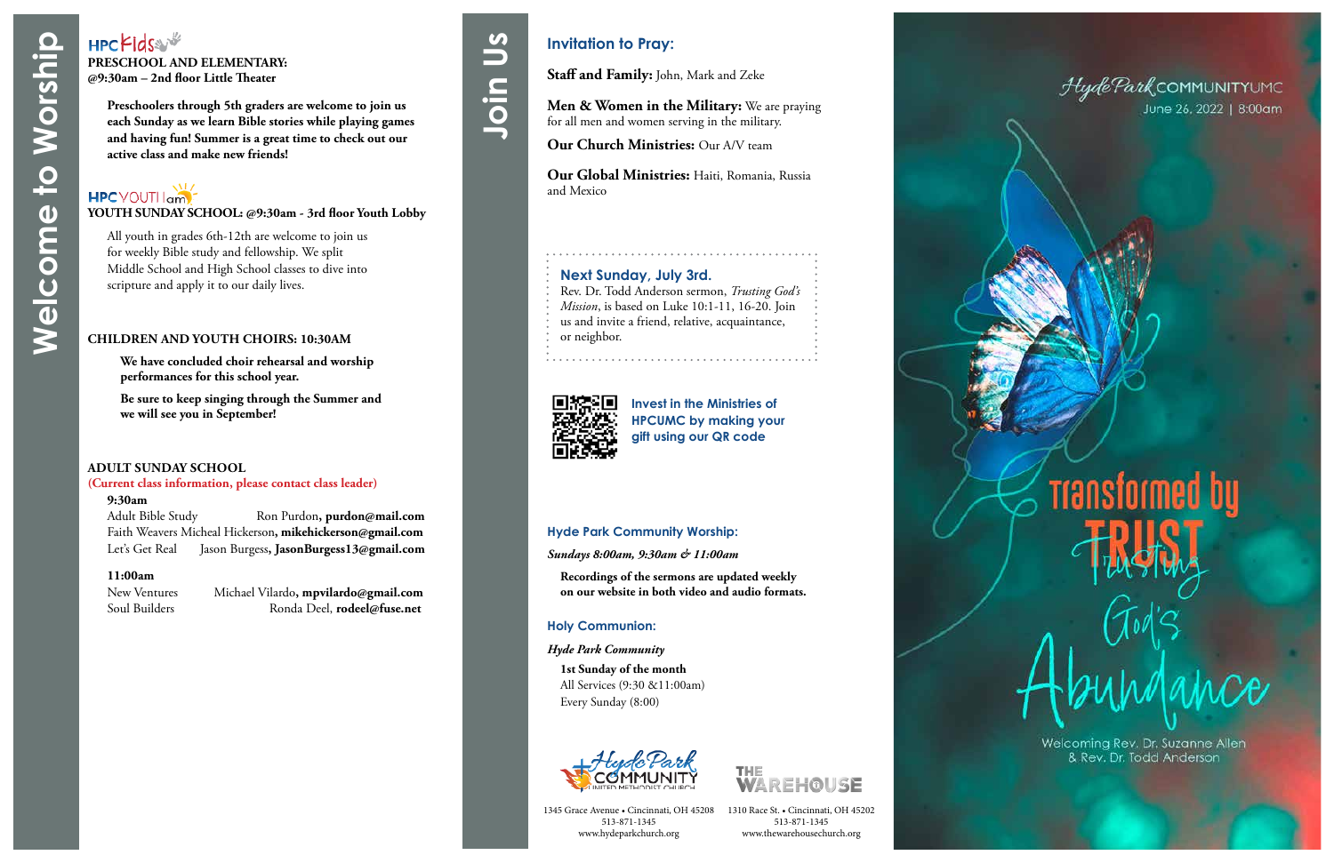# Welcome to Worship

## HPC Kids

**PRESCHOOL AND ELEMENTARY: @9:30am – 2nd floor Little Theater**

**Preschoolers through 5th graders are welcome to join us each Sunday as we learn Bible stories while playing games and having fun! Summer is a great time to check out our active class and make new friends!**

## HPC YOUTH I am

**YOUTH SUNDAY SCHOOL: @9:30am - 3rd floor Youth Lobby**

All youth in grades 6th-12th are welcome to join us for weekly Bible study and fellowship. We split Middle School and High School classes to dive into scripture and apply it to our daily lives.

**CHILDREN AND YOUTH CHOIRS: 10:30AM**

**We have concluded choir rehearsal and worship performances for this school year.**

**Be sure to keep singing through the Summer and we will see you in September!**

**ADULT SUNDAY SCHOOL**

**(Current class information, please contact class leader)**

**9:30am**

Adult Bible Study — Ron Purdon, **purdon@mail.com**
Faith Weavers Micheal Hickerson, **mikehickerson@gmail.com**
Let's Get Real — Jason Burgess, **JasonBurgess13@gmail.com**

**11:00am**

New Ventures — Michael Vilardo, **mpvilardo@gmail.com**
Soul Builders — Ronda Deel, **rodeel@fuse.net**

# Join Us

## Invitation to Pray:

**Staff and Family:** John, Mark and Zeke

**Men & Women in the Military:** We are praying for all men and women serving in the military.

**Our Church Ministries:** Our A/V team

**Our Global Ministries:** Haiti, Romania, Russia and Mexico

## Next Sunday, July 3rd.

Rev. Dr. Todd Anderson sermon, *Trusting God's Mission*, is based on Luke 10:1-11, 16-20. Join us and invite a friend, relative, acquaintance, or neighbor.

**Invest in the Ministries of HPCUMC by making your gift using our QR code**

## Hyde Park Community Worship:

***Sundays 8:00am, 9:30am & 11:00am***

**Recordings of the sermons are updated weekly on our website in both video and audio formats.**

## Holy Communion:

*Hyde Park Community*

**1st Sunday of the month**
All Services (9:30 &11:00am)
Every Sunday (8:00)

Hyde Park Community United Methodist Church
1345 Grace Avenue • Cincinnati, OH 45208
513-871-1345
www.hydeparkchurch.org

The Warehouse
1310 Race St. • Cincinnati, OH 45202
513-871-1345
www.thewarehousechurch.org

Hyde Park COMMUNITY UMC
June 26, 2022 | 8:00am

# Transformed by TRUST
## Trusting God's Abundance

Welcoming Rev. Dr. Suzanne Allen & Rev. Dr. Todd Anderson